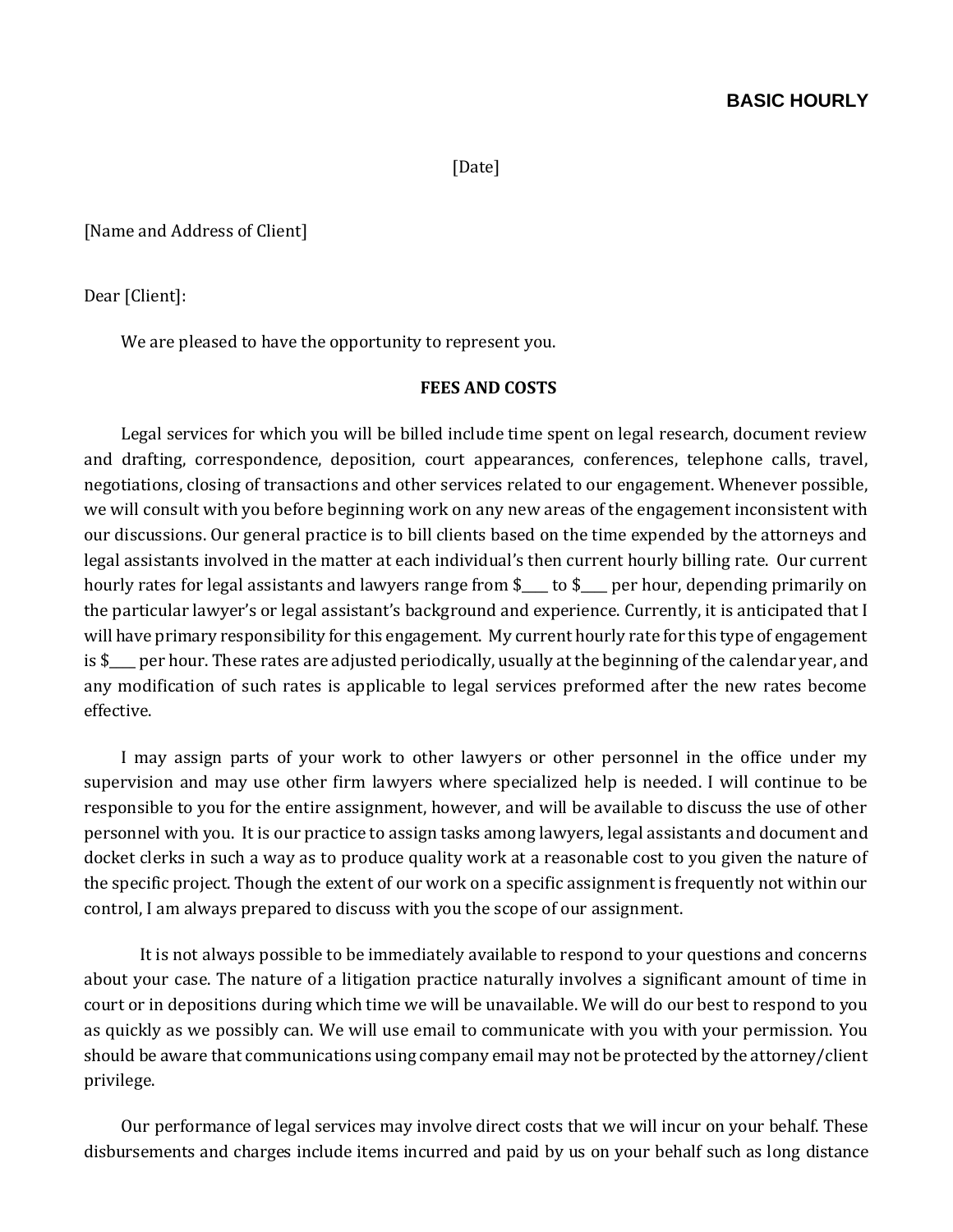**BASIC HOURLY**

[Date]

[Name and Address of Client]

Dear [Client]:

We are pleased to have the opportunity to represent you.

**FEES AND COSTS**

Legal services for which you will be billed include time spent on legal research, document review and drafting, correspondence, deposition, court appearances, conferences, telephone calls, travel, negotiations, closing of transactions and other services related to our engagement. Whenever possible, we will consult with you before beginning work on any new areas of the engagement inconsistent with our discussions. Our general practice is to bill clients based on the time expended by the attorneys and legal assistants involved in the matter at each individual's then current hourly billing rate. Our current hourly rates for legal assistants and lawyers range from $____ to $____ per hour, depending primarily on the particular lawyer's or legal assistant's background and experience. Currently, it is anticipated that I will have primary responsibility for this engagement. My current hourly rate for this type of engagement is $____ per hour. These rates are adjusted periodically, usually at the beginning of the calendar year, and any modification of such rates is applicable to legal services preformed after the new rates become effective.

I may assign parts of your work to other lawyers or other personnel in the office under my supervision and may use other firm lawyers where specialized help is needed. I will continue to be responsible to you for the entire assignment, however, and will be available to discuss the use of other personnel with you. It is our practice to assign tasks among lawyers, legal assistants and document and docket clerks in such a way as to produce quality work at a reasonable cost to you given the nature of the specific project. Though the extent of our work on a specific assignment is frequently not within our control, I am always prepared to discuss with you the scope of our assignment.

It is not always possible to be immediately available to respond to your questions and concerns about your case. The nature of a litigation practice naturally involves a significant amount of time in court or in depositions during which time we will be unavailable. We will do our best to respond to you as quickly as we possibly can. We will use email to communicate with you with your permission. You should be aware that communications using company email may not be protected by the attorney/client privilege.

Our performance of legal services may involve direct costs that we will incur on your behalf. These disbursements and charges include items incurred and paid by us on your behalf such as long distance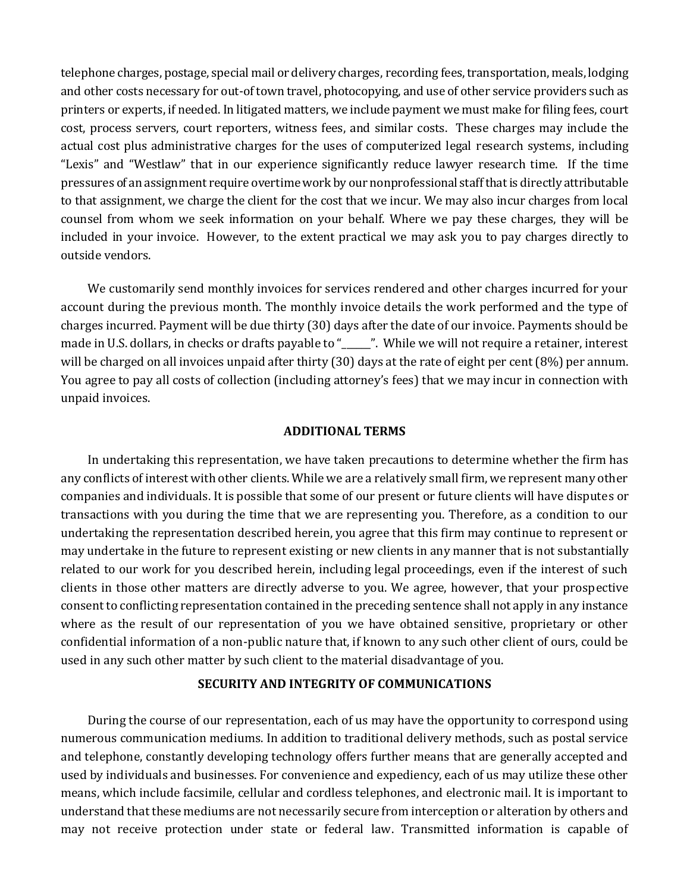telephone charges, postage, special mail or delivery charges, recording fees, transportation, meals, lodging and other costs necessary for out-of town travel, photocopying, and use of other service providers such as printers or experts, if needed. In litigated matters, we include payment we must make for filing fees, court cost, process servers, court reporters, witness fees, and similar costs. These charges may include the actual cost plus administrative charges for the uses of computerized legal research systems, including "Lexis" and "Westlaw" that in our experience significantly reduce lawyer research time. If the time pressures of an assignment require overtime work by our nonprofessional staff that is directly attributable to that assignment, we charge the client for the cost that we incur. We may also incur charges from local counsel from whom we seek information on your behalf. Where we pay these charges, they will be included in your invoice. However, to the extent practical we may ask you to pay charges directly to outside vendors.

We customarily send monthly invoices for services rendered and other charges incurred for your account during the previous month. The monthly invoice details the work performed and the type of charges incurred. Payment will be due thirty (30) days after the date of our invoice. Payments should be made in U.S. dollars, in checks or drafts payable to "______". While we will not require a retainer, interest will be charged on all invoices unpaid after thirty (30) days at the rate of eight per cent (8%) per annum. You agree to pay all costs of collection (including attorney's fees) that we may incur in connection with unpaid invoices.

## ADDITIONAL TERMS

In undertaking this representation, we have taken precautions to determine whether the firm has any conflicts of interest with other clients. While we are a relatively small firm, we represent many other companies and individuals. It is possible that some of our present or future clients will have disputes or transactions with you during the time that we are representing you. Therefore, as a condition to our undertaking the representation described herein, you agree that this firm may continue to represent or may undertake in the future to represent existing or new clients in any manner that is not substantially related to our work for you described herein, including legal proceedings, even if the interest of such clients in those other matters are directly adverse to you. We agree, however, that your prospective consent to conflicting representation contained in the preceding sentence shall not apply in any instance where as the result of our representation of you we have obtained sensitive, proprietary or other confidential information of a non-public nature that, if known to any such other client of ours, could be used in any such other matter by such client to the material disadvantage of you.

## SECURITY AND INTEGRITY OF COMMUNICATIONS

During the course of our representation, each of us may have the opportunity to correspond using numerous communication mediums. In addition to traditional delivery methods, such as postal service and telephone, constantly developing technology offers further means that are generally accepted and used by individuals and businesses. For convenience and expediency, each of us may utilize these other means, which include facsimile, cellular and cordless telephones, and electronic mail. It is important to understand that these mediums are not necessarily secure from interception or alteration by others and may not receive protection under state or federal law. Transmitted information is capable of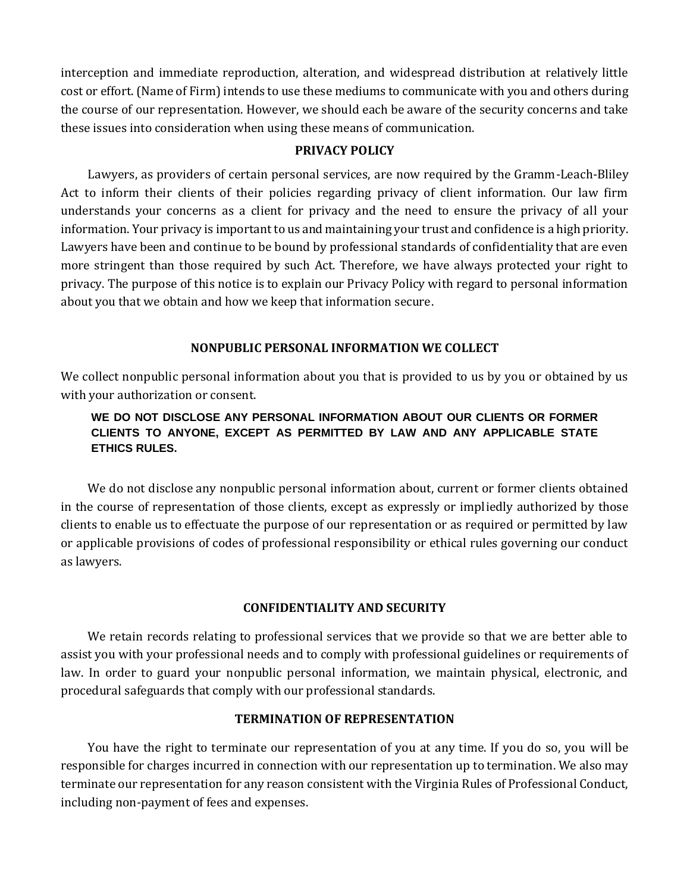interception and immediate reproduction, alteration, and widespread distribution at relatively little cost or effort. (Name of Firm) intends to use these mediums to communicate with you and others during the course of our representation. However, we should each be aware of the security concerns and take these issues into consideration when using these means of communication.

## PRIVACY POLICY

Lawyers, as providers of certain personal services, are now required by the Gramm-Leach-Bliley Act to inform their clients of their policies regarding privacy of client information. Our law firm understands your concerns as a client for privacy and the need to ensure the privacy of all your information. Your privacy is important to us and maintaining your trust and confidence is a high priority. Lawyers have been and continue to be bound by professional standards of confidentiality that are even more stringent than those required by such Act. Therefore, we have always protected your right to privacy. The purpose of this notice is to explain our Privacy Policy with regard to personal information about you that we obtain and how we keep that information secure.

## NONPUBLIC PERSONAL INFORMATION WE COLLECT

We collect nonpublic personal information about you that is provided to us by you or obtained by us with your authorization or consent.

**WE DO NOT DISCLOSE ANY PERSONAL INFORMATION ABOUT OUR CLIENTS OR FORMER CLIENTS TO ANYONE, EXCEPT AS PERMITTED BY LAW AND ANY APPLICABLE STATE ETHICS RULES.**

We do not disclose any nonpublic personal information about, current or former clients obtained in the course of representation of those clients, except as expressly or impliedly authorized by those clients to enable us to effectuate the purpose of our representation or as required or permitted by law or applicable provisions of codes of professional responsibility or ethical rules governing our conduct as lawyers.

## CONFIDENTIALITY AND SECURITY

We retain records relating to professional services that we provide so that we are better able to assist you with your professional needs and to comply with professional guidelines or requirements of law. In order to guard your nonpublic personal information, we maintain physical, electronic, and procedural safeguards that comply with our professional standards.

## TERMINATION OF REPRESENTATION

You have the right to terminate our representation of you at any time. If you do so, you will be responsible for charges incurred in connection with our representation up to termination. We also may terminate our representation for any reason consistent with the Virginia Rules of Professional Conduct, including non-payment of fees and expenses.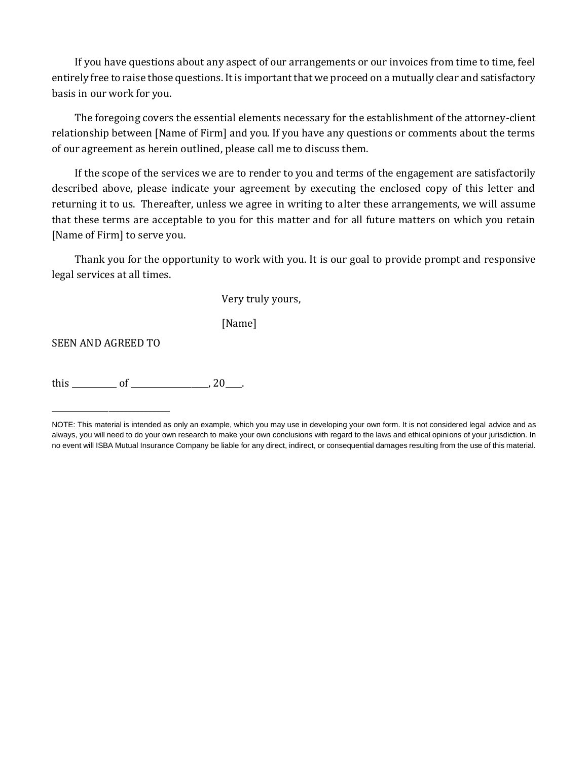If you have questions about any aspect of our arrangements or our invoices from time to time, feel entirely free to raise those questions. It is important that we proceed on a mutually clear and satisfactory basis in our work for you.

The foregoing covers the essential elements necessary for the establishment of the attorney-client relationship between [Name of Firm] and you. If you have any questions or comments about the terms of our agreement as herein outlined, please call me to discuss them.

If the scope of the services we are to render to you and terms of the engagement are satisfactorily described above, please indicate your agreement by executing the enclosed copy of this letter and returning it to us. Thereafter, unless we agree in writing to alter these arrangements, we will assume that these terms are acceptable to you for this matter and for all future matters on which you retain [Name of Firm] to serve you.

Thank you for the opportunity to work with you. It is our goal to provide prompt and responsive legal services at all times.

Very truly yours,

[Name]

SEEN AND AGREED TO

this __________ of ________________, 20____.

___________________________

NOTE: This material is intended as only an example, which you may use in developing your own form. It is not considered legal advice and as always, you will need to do your own research to make your own conclusions with regard to the laws and ethical opinions of your jurisdiction. In no event will ISBA Mutual Insurance Company be liable for any direct, indirect, or consequential damages resulting from the use of this material.